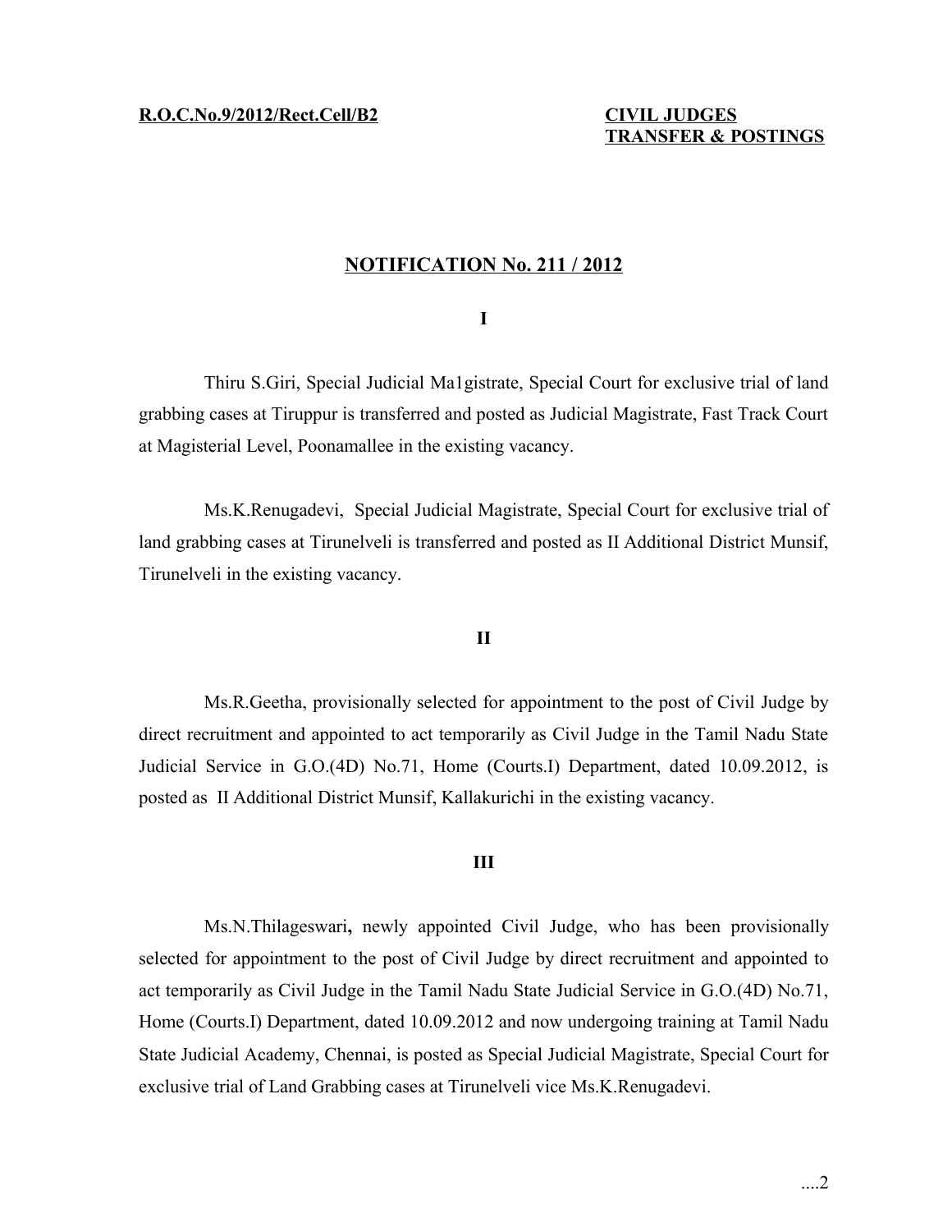**R.O.C.No.9/2012/Rect.Cell/B2**

**CIVIL JUDGES**
**TRANSFER & POSTINGS**

## NOTIFICATION No. 211 / 2012

**I**

Thiru S.Giri, Special Judicial Ma1gistrate, Special Court for exclusive trial of land grabbing cases at Tiruppur is transferred and posted as Judicial Magistrate, Fast Track Court at Magisterial Level, Poonamallee in the existing vacancy.

Ms.K.Renugadevi, Special Judicial Magistrate, Special Court for exclusive trial of land grabbing cases at Tirunelveli is transferred and posted as II Additional District Munsif, Tirunelveli in the existing vacancy.

**II**

Ms.R.Geetha, provisionally selected for appointment to the post of Civil Judge by direct recruitment and appointed to act temporarily as Civil Judge in the Tamil Nadu State Judicial Service in G.O.(4D) No.71, Home (Courts.I) Department, dated 10.09.2012, is posted as II Additional District Munsif, Kallakurichi in the existing vacancy.

**III**

Ms.N.Thilageswari**,** newly appointed Civil Judge, who has been provisionally selected for appointment to the post of Civil Judge by direct recruitment and appointed to act temporarily as Civil Judge in the Tamil Nadu State Judicial Service in G.O.(4D) No.71, Home (Courts.I) Department, dated 10.09.2012 and now undergoing training at Tamil Nadu State Judicial Academy, Chennai, is posted as Special Judicial Magistrate, Special Court for exclusive trial of Land Grabbing cases at Tirunelveli vice Ms.K.Renugadevi.

....2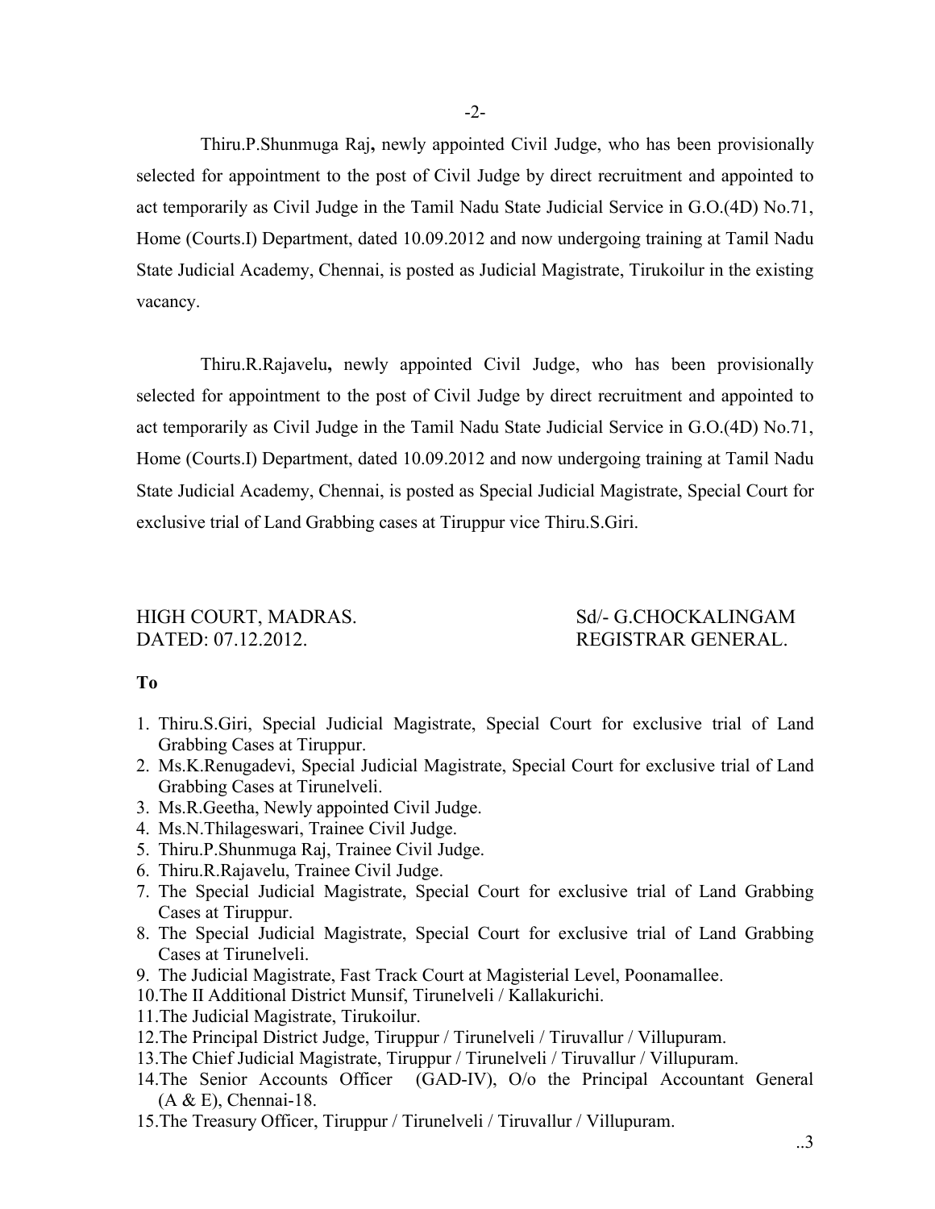Thiru.P.Shunmuga Raj**,** newly appointed Civil Judge, who has been provisionally selected for appointment to the post of Civil Judge by direct recruitment and appointed to act temporarily as Civil Judge in the Tamil Nadu State Judicial Service in G.O.(4D) No.71, Home (Courts.I) Department, dated 10.09.2012 and now undergoing training at Tamil Nadu State Judicial Academy, Chennai, is posted as Judicial Magistrate, Tirukoilur in the existing vacancy.

Thiru.R.Rajavelu**,** newly appointed Civil Judge, who has been provisionally selected for appointment to the post of Civil Judge by direct recruitment and appointed to act temporarily as Civil Judge in the Tamil Nadu State Judicial Service in G.O.(4D) No.71, Home (Courts.I) Department, dated 10.09.2012 and now undergoing training at Tamil Nadu State Judicial Academy, Chennai, is posted as Special Judicial Magistrate, Special Court for exclusive trial of Land Grabbing cases at Tiruppur vice Thiru.S.Giri.

HIGH COURT, MADRAS. Sd/- G.CHOCKALINGAM
DATED: 07.12.2012. REGISTRAR GENERAL.

**To**

1. Thiru.S.Giri, Special Judicial Magistrate, Special Court for exclusive trial of Land Grabbing Cases at Tiruppur.
2. Ms.K.Renugadevi, Special Judicial Magistrate, Special Court for exclusive trial of Land Grabbing Cases at Tirunelveli.
3. Ms.R.Geetha, Newly appointed Civil Judge.
4. Ms.N.Thilageswari, Trainee Civil Judge.
5. Thiru.P.Shunmuga Raj, Trainee Civil Judge.
6. Thiru.R.Rajavelu, Trainee Civil Judge.
7. The Special Judicial Magistrate, Special Court for exclusive trial of Land Grabbing Cases at Tiruppur.
8. The Special Judicial Magistrate, Special Court for exclusive trial of Land Grabbing Cases at Tirunelveli.
9. The Judicial Magistrate, Fast Track Court at Magisterial Level, Poonamallee.
10. The II Additional District Munsif, Tirunelveli / Kallakurichi.
11. The Judicial Magistrate, Tirukoilur.
12. The Principal District Judge, Tiruppur / Tirunelveli / Tiruvallur / Villupuram.
13. The Chief Judicial Magistrate, Tiruppur / Tirunelveli / Tiruvallur / Villupuram.
14. The Senior Accounts Officer (GAD-IV), O/o the Principal Accountant General (A & E), Chennai-18.
15. The Treasury Officer, Tiruppur / Tirunelveli / Tiruvallur / Villupuram.

..3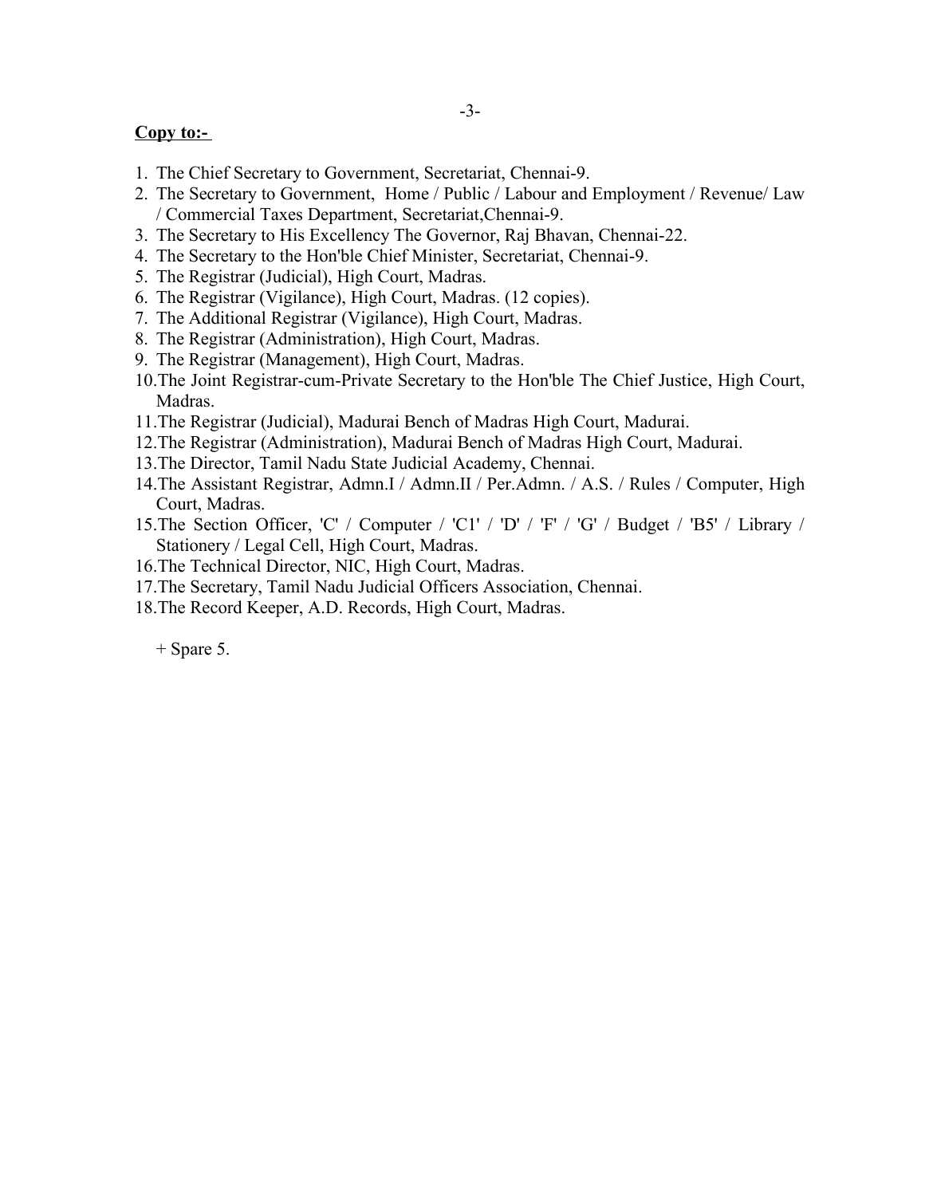**Copy to:-**

1. The Chief Secretary to Government, Secretariat, Chennai-9.
2. The Secretary to Government, Home / Public / Labour and Employment / Revenue/ Law / Commercial Taxes Department, Secretariat,Chennai-9.
3. The Secretary to His Excellency The Governor, Raj Bhavan, Chennai-22.
4. The Secretary to the Hon'ble Chief Minister, Secretariat, Chennai-9.
5. The Registrar (Judicial), High Court, Madras.
6. The Registrar (Vigilance), High Court, Madras. (12 copies).
7. The Additional Registrar (Vigilance), High Court, Madras.
8. The Registrar (Administration), High Court, Madras.
9. The Registrar (Management), High Court, Madras.
10. The Joint Registrar-cum-Private Secretary to the Hon'ble The Chief Justice, High Court, Madras.
11. The Registrar (Judicial), Madurai Bench of Madras High Court, Madurai.
12. The Registrar (Administration), Madurai Bench of Madras High Court, Madurai.
13. The Director, Tamil Nadu State Judicial Academy, Chennai.
14. The Assistant Registrar, Admn.I / Admn.II / Per.Admn. / A.S. / Rules / Computer, High Court, Madras.
15. The Section Officer, 'C' / Computer / 'C1' / 'D' / 'F' / 'G' / Budget / 'B5' / Library / Stationery / Legal Cell, High Court, Madras.
16. The Technical Director, NIC, High Court, Madras.
17. The Secretary, Tamil Nadu Judicial Officers Association, Chennai.
18. The Record Keeper, A.D. Records, High Court, Madras.

+ Spare 5.